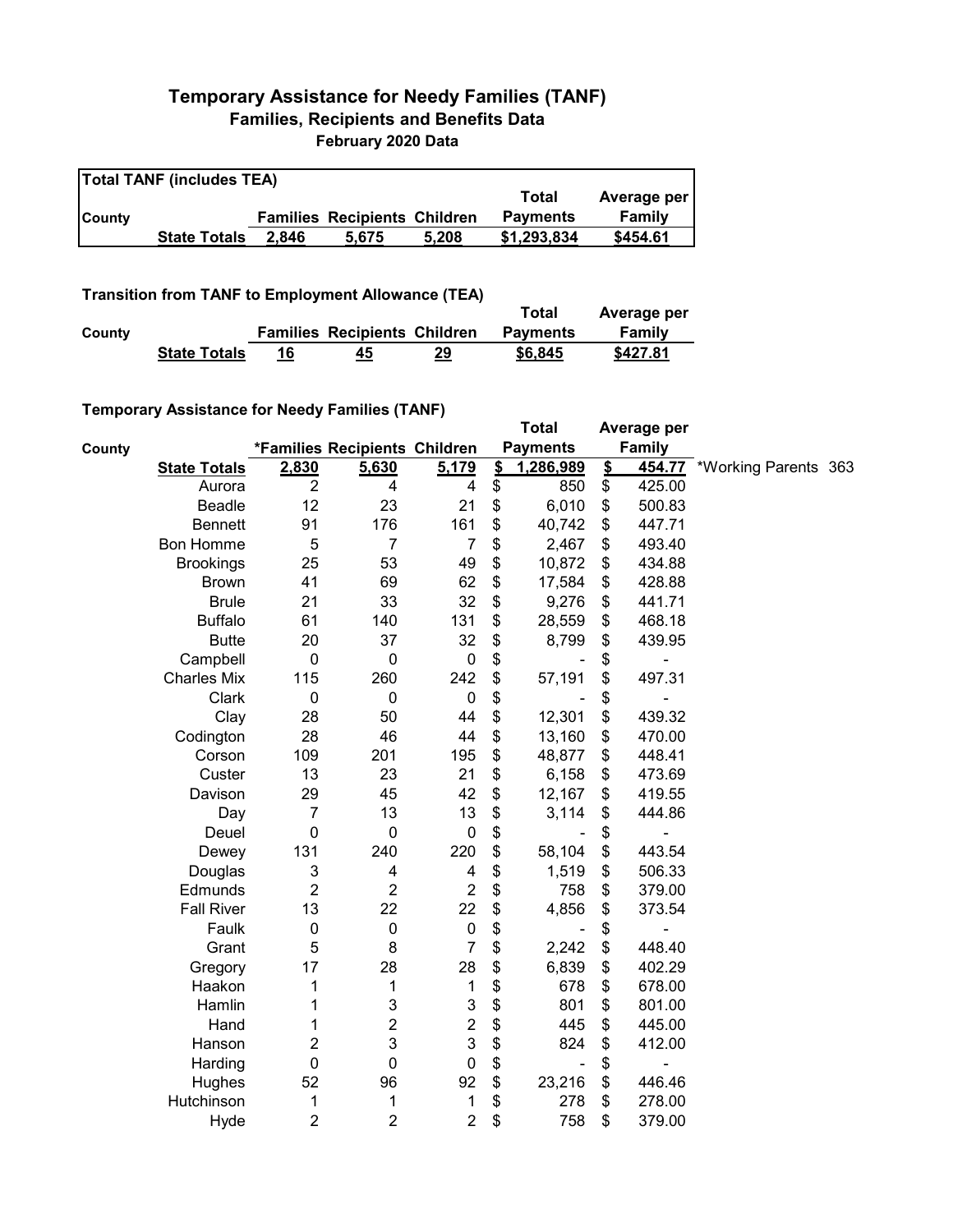# Temporary Assistance for Needy Families (TANF)

## Families, Recipients and Benefits Data

### February 2020 Data

**Total TANF (includes TEA)**

| County | | Families | Recipients | Children | Total Payments | Average per Family |
|---|---|---|---|---|---|---|
| | **State Totals** | **2,846** | **5,675** | **5,208** | **$1,293,834** | **$454.61** |

**Transition from TANF to Employment Allowance (TEA)**

| County | | Families | Recipients | Children | Total Payments | Average per Family |
|---|---|---|---|---|---|---|
| | **State Totals** | **16** | **45** | **29** | **$6,845** | **$427.81** |

**Temporary Assistance for Needy Families (TANF)**

| County | | *Families | Recipients | Children | Total Payments | Average per Family | |
|---|---|---|---|---|---|---|---|
| | **State Totals** | **2,830** | **5,630** | **5,179** | **$ 1,286,989** | **$ 454.77** | *Working Parents 363 |
| | Aurora | 2 | 4 | 4 | $ 850 | $ 425.00 | |
| | Beadle | 12 | 23 | 21 | $ 6,010 | $ 500.83 | |
| | Bennett | 91 | 176 | 161 | $ 40,742 | $ 447.71 | |
| | Bon Homme | 5 | 7 | 7 | $ 2,467 | $ 493.40 | |
| | Brookings | 25 | 53 | 49 | $ 10,872 | $ 434.88 | |
| | Brown | 41 | 69 | 62 | $ 17,584 | $ 428.88 | |
| | Brule | 21 | 33 | 32 | $ 9,276 | $ 441.71 | |
| | Buffalo | 61 | 140 | 131 | $ 28,559 | $ 468.18 | |
| | Butte | 20 | 37 | 32 | $ 8,799 | $ 439.95 | |
| | Campbell | 0 | 0 | 0 | $ - | $ - | |
| | Charles Mix | 115 | 260 | 242 | $ 57,191 | $ 497.31 | |
| | Clark | 0 | 0 | 0 | $ - | $ - | |
| | Clay | 28 | 50 | 44 | $ 12,301 | $ 439.32 | |
| | Codington | 28 | 46 | 44 | $ 13,160 | $ 470.00 | |
| | Corson | 109 | 201 | 195 | $ 48,877 | $ 448.41 | |
| | Custer | 13 | 23 | 21 | $ 6,158 | $ 473.69 | |
| | Davison | 29 | 45 | 42 | $ 12,167 | $ 419.55 | |
| | Day | 7 | 13 | 13 | $ 3,114 | $ 444.86 | |
| | Deuel | 0 | 0 | 0 | $ - | $ - | |
| | Dewey | 131 | 240 | 220 | $ 58,104 | $ 443.54 | |
| | Douglas | 3 | 4 | 4 | $ 1,519 | $ 506.33 | |
| | Edmunds | 2 | 2 | 2 | $ 758 | $ 379.00 | |
| | Fall River | 13 | 22 | 22 | $ 4,856 | $ 373.54 | |
| | Faulk | 0 | 0 | 0 | $ - | $ - | |
| | Grant | 5 | 8 | 7 | $ 2,242 | $ 448.40 | |
| | Gregory | 17 | 28 | 28 | $ 6,839 | $ 402.29 | |
| | Haakon | 1 | 1 | 1 | $ 678 | $ 678.00 | |
| | Hamlin | 1 | 3 | 3 | $ 801 | $ 801.00 | |
| | Hand | 1 | 2 | 2 | $ 445 | $ 445.00 | |
| | Hanson | 2 | 3 | 3 | $ 824 | $ 412.00 | |
| | Harding | 0 | 0 | 0 | $ - | $ - | |
| | Hughes | 52 | 96 | 92 | $ 23,216 | $ 446.46 | |
| | Hutchinson | 1 | 1 | 1 | $ 278 | $ 278.00 | |
| | Hyde | 2 | 2 | 2 | $ 758 | $ 379.00 | |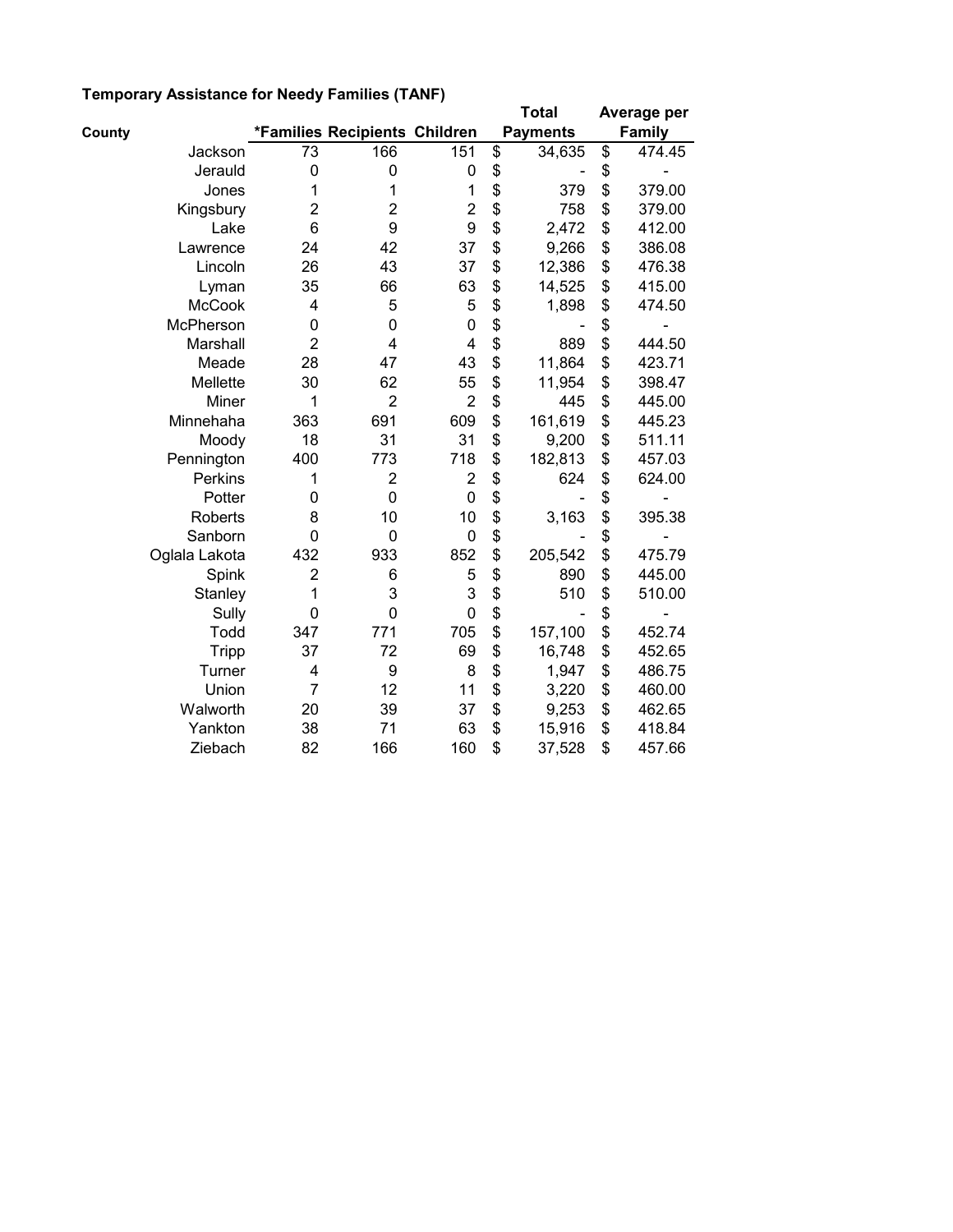**Temporary Assistance for Needy Families (TANF)**

| County | *Families | Recipients | Children | Total Payments | Average per Family |
|---|---|---|---|---|---|
| Jackson | 73 | 166 | 151 | $ 34,635 | $ 474.45 |
| Jerauld | 0 | 0 | 0 | $ - | $ - |
| Jones | 1 | 1 | 1 | $ 379 | $ 379.00 |
| Kingsbury | 2 | 2 | 2 | $ 758 | $ 379.00 |
| Lake | 6 | 9 | 9 | $ 2,472 | $ 412.00 |
| Lawrence | 24 | 42 | 37 | $ 9,266 | $ 386.08 |
| Lincoln | 26 | 43 | 37 | $ 12,386 | $ 476.38 |
| Lyman | 35 | 66 | 63 | $ 14,525 | $ 415.00 |
| McCook | 4 | 5 | 5 | $ 1,898 | $ 474.50 |
| McPherson | 0 | 0 | 0 | $ - | $ - |
| Marshall | 2 | 4 | 4 | $ 889 | $ 444.50 |
| Meade | 28 | 47 | 43 | $ 11,864 | $ 423.71 |
| Mellette | 30 | 62 | 55 | $ 11,954 | $ 398.47 |
| Miner | 1 | 2 | 2 | $ 445 | $ 445.00 |
| Minnehaha | 363 | 691 | 609 | $ 161,619 | $ 445.23 |
| Moody | 18 | 31 | 31 | $ 9,200 | $ 511.11 |
| Pennington | 400 | 773 | 718 | $ 182,813 | $ 457.03 |
| Perkins | 1 | 2 | 2 | $ 624 | $ 624.00 |
| Potter | 0 | 0 | 0 | $ - | $ - |
| Roberts | 8 | 10 | 10 | $ 3,163 | $ 395.38 |
| Sanborn | 0 | 0 | 0 | $ - | $ - |
| Oglala Lakota | 432 | 933 | 852 | $ 205,542 | $ 475.79 |
| Spink | 2 | 6 | 5 | $ 890 | $ 445.00 |
| Stanley | 1 | 3 | 3 | $ 510 | $ 510.00 |
| Sully | 0 | 0 | 0 | $ - | $ - |
| Todd | 347 | 771 | 705 | $ 157,100 | $ 452.74 |
| Tripp | 37 | 72 | 69 | $ 16,748 | $ 452.65 |
| Turner | 4 | 9 | 8 | $ 1,947 | $ 486.75 |
| Union | 7 | 12 | 11 | $ 3,220 | $ 460.00 |
| Walworth | 20 | 39 | 37 | $ 9,253 | $ 462.65 |
| Yankton | 38 | 71 | 63 | $ 15,916 | $ 418.84 |
| Ziebach | 82 | 166 | 160 | $ 37,528 | $ 457.66 |